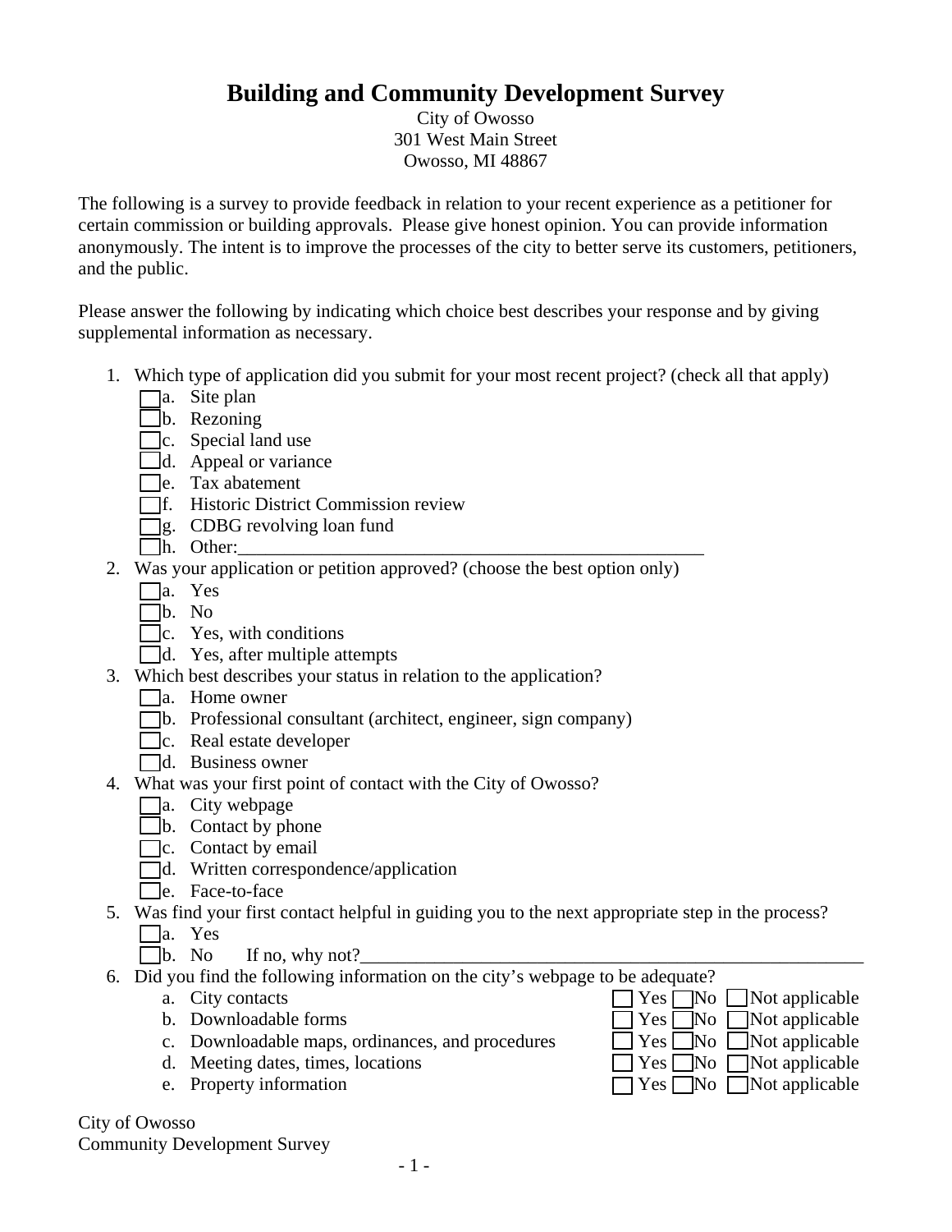# Building and Community Development Survey

City of Owosso
301 West Main Street
Owosso, MI 48867

The following is a survey to provide feedback in relation to your recent experience as a petitioner for certain commission or building approvals. Please give honest opinion. You can provide information anonymously. The intent is to improve the processes of the city to better serve its customers, petitioners, and the public.

Please answer the following by indicating which choice best describes your response and by giving supplemental information as necessary.

1. Which type of application did you submit for your most recent project? (check all that apply)
   - ☐ a. Site plan
   - ☐ b. Rezoning
   - ☐ c. Special land use
   - ☐ d. Appeal or variance
   - ☐ e. Tax abatement
   - ☐ f. Historic District Commission review
   - ☐ g. CDBG revolving loan fund
   - ☐ h. Other:\_\_\_\_\_\_\_\_\_\_\_\_\_\_\_\_\_\_\_\_\_\_\_\_\_\_\_\_\_\_\_\_\_\_\_\_\_\_\_\_\_\_\_\_\_\_\_\_\_\_
2. Was your application or petition approved? (choose the best option only)
   - ☐ a. Yes
   - ☐ b. No
   - ☐ c. Yes, with conditions
   - ☐ d. Yes, after multiple attempts
3. Which best describes your status in relation to the application?
   - ☐ a. Home owner
   - ☐ b. Professional consultant (architect, engineer, sign company)
   - ☐ c. Real estate developer
   - ☐ d. Business owner
4. What was your first point of contact with the City of Owosso?
   - ☐ a. City webpage
   - ☐ b. Contact by phone
   - ☐ c. Contact by email
   - ☐ d. Written correspondence/application
   - ☐ e. Face-to-face
5. Was find your first contact helpful in guiding you to the next appropriate step in the process?
   - ☐ a. Yes
   - ☐ b. No If no, why not?\_\_\_\_\_\_\_\_\_\_\_\_\_\_\_\_\_\_\_\_\_\_\_\_\_\_\_\_\_\_\_\_\_\_\_\_\_\_\_\_\_\_\_\_\_\_\_\_\_\_\_\_\_\_
6. Did you find the following information on the city's webpage to be adequate?
   - a. City contacts ☐ Yes ☐ No ☐ Not applicable
   - b. Downloadable forms ☐ Yes ☐ No ☐ Not applicable
   - c. Downloadable maps, ordinances, and procedures ☐ Yes ☐ No ☐ Not applicable
   - d. Meeting dates, times, locations ☐ Yes ☐ No ☐ Not applicable
   - e. Property information ☐ Yes ☐ No ☐ Not applicable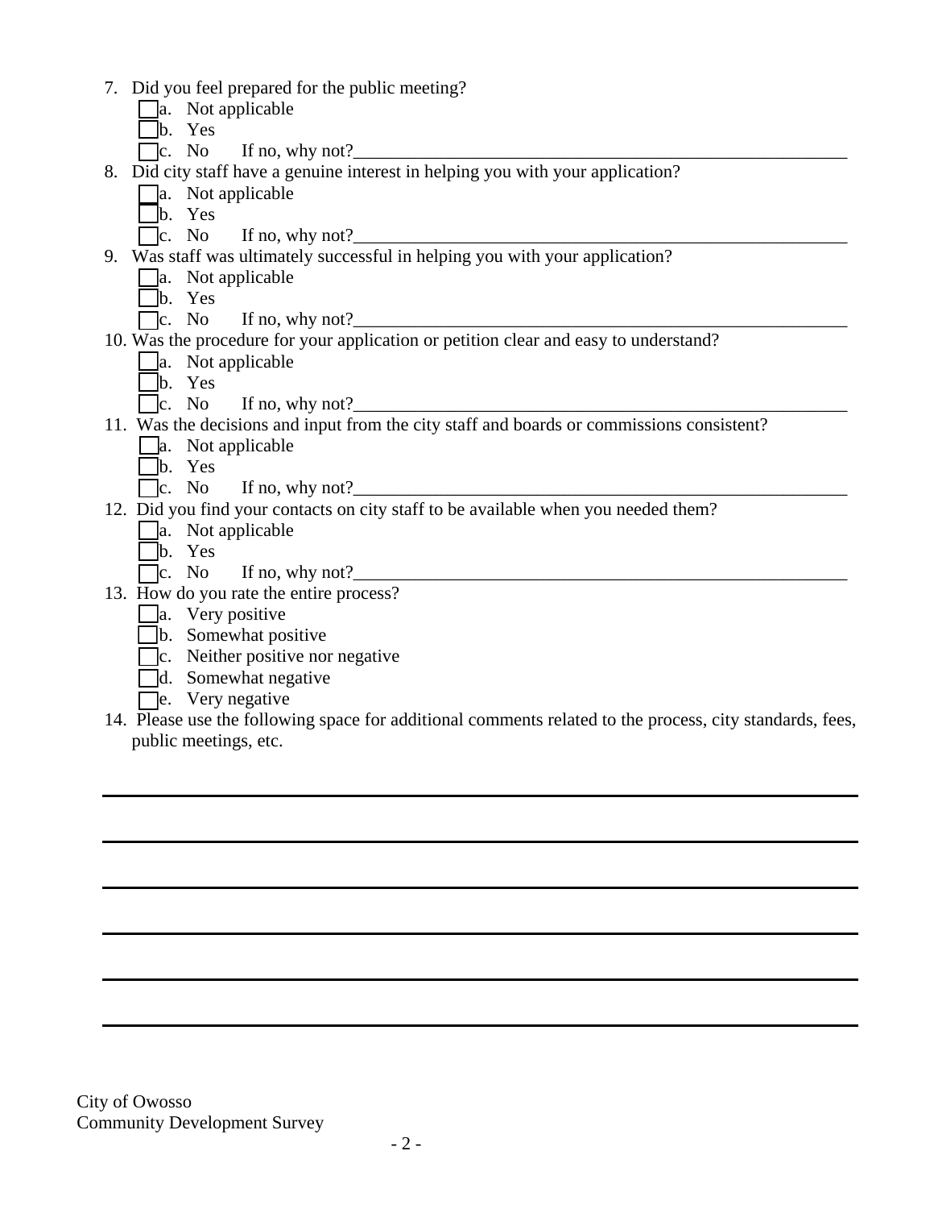7. Did you feel prepared for the public meeting?
   - ☐ a. Not applicable
   - ☐ b. Yes
   - ☐ c. No If no, why not?________________________________________________________
8. Did city staff have a genuine interest in helping you with your application?
   - ☐ a. Not applicable
   - ☐ b. Yes
   - ☐ c. No If no, why not?________________________________________________________
9. Was staff was ultimately successful in helping you with your application?
   - ☐ a. Not applicable
   - ☐ b. Yes
   - ☐ c. No If no, why not?________________________________________________________
10. Was the procedure for your application or petition clear and easy to understand?
    - ☐ a. Not applicable
    - ☐ b. Yes
    - ☐ c. No If no, why not?________________________________________________________
11. Was the decisions and input from the city staff and boards or commissions consistent?
    - ☐ a. Not applicable
    - ☐ b. Yes
    - ☐ c. No If no, why not?________________________________________________________
12. Did you find your contacts on city staff to be available when you needed them?
    - ☐ a. Not applicable
    - ☐ b. Yes
    - ☐ c. No If no, why not?________________________________________________________
13. How do you rate the entire process?
    - ☐ a. Very positive
    - ☐ b. Somewhat positive
    - ☐ c. Neither positive nor negative
    - ☐ d. Somewhat negative
    - ☐ e. Very negative
14. Please use the following space for additional comments related to the process, city standards, fees, public meetings, etc.

______________________________________________________________________________

______________________________________________________________________________

______________________________________________________________________________

______________________________________________________________________________

______________________________________________________________________________

______________________________________________________________________________

City of Owosso
Community Development Survey